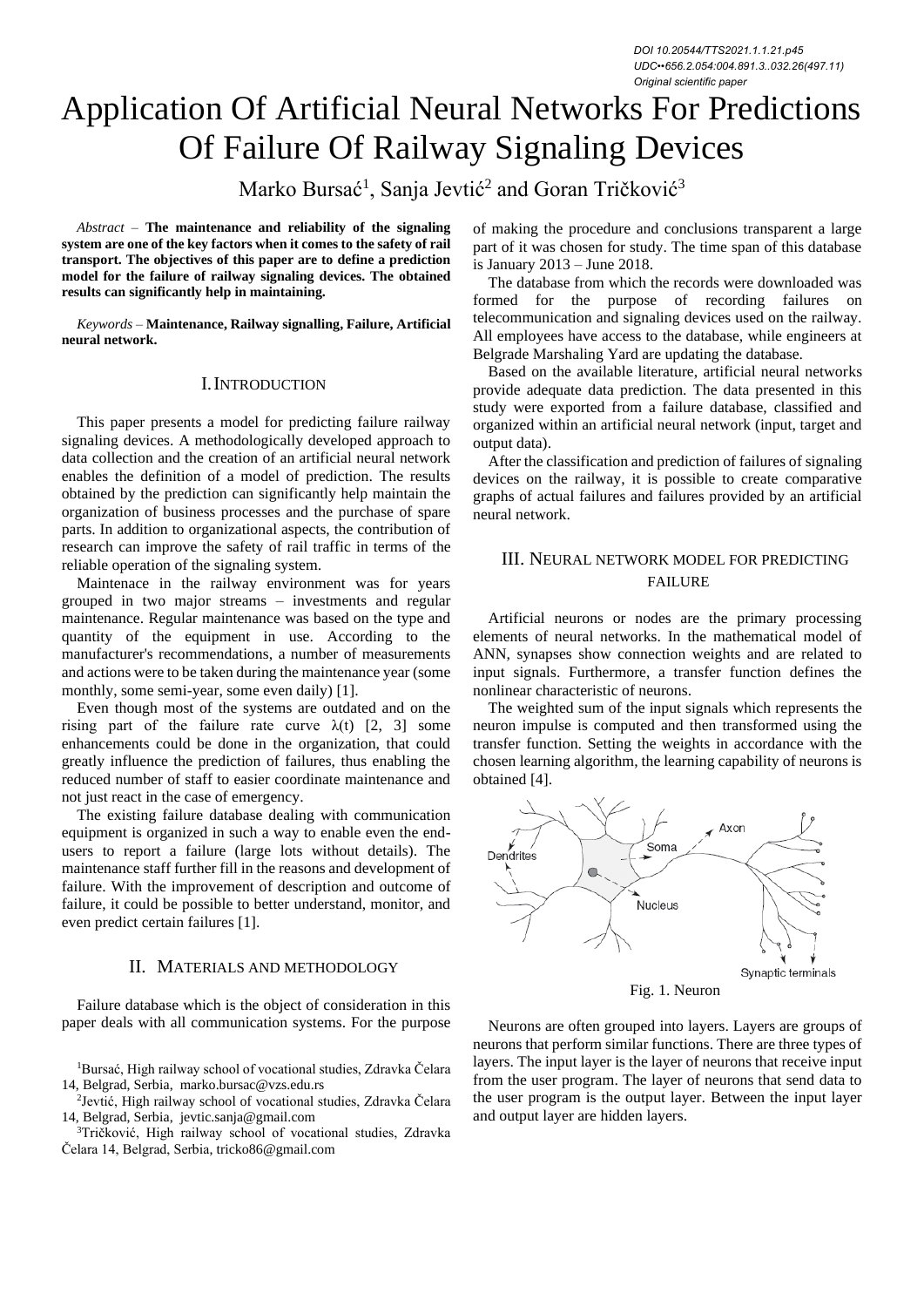DOI 10.20544/TTS2021.1.1.21.p45
UDC••656.2.054:004.891.3..032.26(497.11)
Original scientific paper

# Application Of Artificial Neural Networks For Predictions Of Failure Of Railway Signaling Devices

Marko Bursać[1], Sanja Jevtić[2] and Goran Tričković[3]

*Abstract* – **The maintenance and reliability of the signaling system are one of the key factors when it comes to the safety of rail transport. The objectives of this paper are to define a prediction model for the failure of railway signaling devices. The obtained results can significantly help in maintaining.**

*Keywords* – **Maintenance, Railway signalling, Failure, Artificial neural network.**

## I. Introduction

This paper presents a model for predicting failure railway signaling devices. A methodologically developed approach to data collection and the creation of an artificial neural network enables the definition of a model of prediction. The results obtained by the prediction can significantly help maintain the organization of business processes and the purchase of spare parts. In addition to organizational aspects, the contribution of research can improve the safety of rail traffic in terms of the reliable operation of the signaling system.

Maintenace in the railway environment was for years grouped in two major streams – investments and regular maintenance. Regular maintenance was based on the type and quantity of the equipment in use. According to the manufacturer's recommendations, a number of measurements and actions were to be taken during the maintenance year (some monthly, some semi-year, some even daily) [1].

Even though most of the systems are outdated and on the rising part of the failure rate curve $\lambda(t)$ [2, 3] some enhancements could be done in the organization, that could greatly influence the prediction of failures, thus enabling the reduced number of staff to easier coordinate maintenance and not just react in the case of emergency.

The existing failure database dealing with communication equipment is organized in such a way to enable even the end-users to report a failure (large lots without details). The maintenance staff further fill in the reasons and development of failure. With the improvement of description and outcome of failure, it could be possible to better understand, monitor, and even predict certain failures [1].

## II. Materials and methodology

Failure database which is the object of consideration in this paper deals with all communication systems. For the purpose of making the procedure and conclusions transparent a large part of it was chosen for study. The time span of this database is January 2013 – June 2018.

The database from which the records were downloaded was formed for the purpose of recording failures on telecommunication and signaling devices used on the railway. All employees have access to the database, while engineers at Belgrade Marshaling Yard are updating the database.

Based on the available literature, artificial neural networks provide adequate data prediction. The data presented in this study were exported from a failure database, classified and organized within an artificial neural network (input, target and output data).

After the classification and prediction of failures of signaling devices on the railway, it is possible to create comparative graphs of actual failures and failures provided by an artificial neural network.

## III. Neural network model for predicting failure

Artificial neurons or nodes are the primary processing elements of neural networks. In the mathematical model of ANN, synapses show connection weights and are related to input signals. Furthermore, a transfer function defines the nonlinear characteristic of neurons.

The weighted sum of the input signals which represents the neuron impulse is computed and then transformed using the transfer function. Setting the weights in accordance with the chosen learning algorithm, the learning capability of neurons is obtained [4].

Fig. 1. Neuron

Neurons are often grouped into layers. Layers are groups of neurons that perform similar functions. There are three types of layers. The input layer is the layer of neurons that receive input from the user program. The layer of neurons that send data to the user program is the output layer. Between the input layer and output layer are hidden layers.

[1]Bursać, High railway school of vocational studies, Zdravka Čelara 14, Belgrad, Serbia, marko.bursac@vzs.edu.rs

[2]Jevtić, High railway school of vocational studies, Zdravka Čelara 14, Belgrad, Serbia, jevtic.sanja@gmail.com

[3]Tričković, High railway school of vocational studies, Zdravka Čelara 14, Belgrad, Serbia, tricko86@gmail.com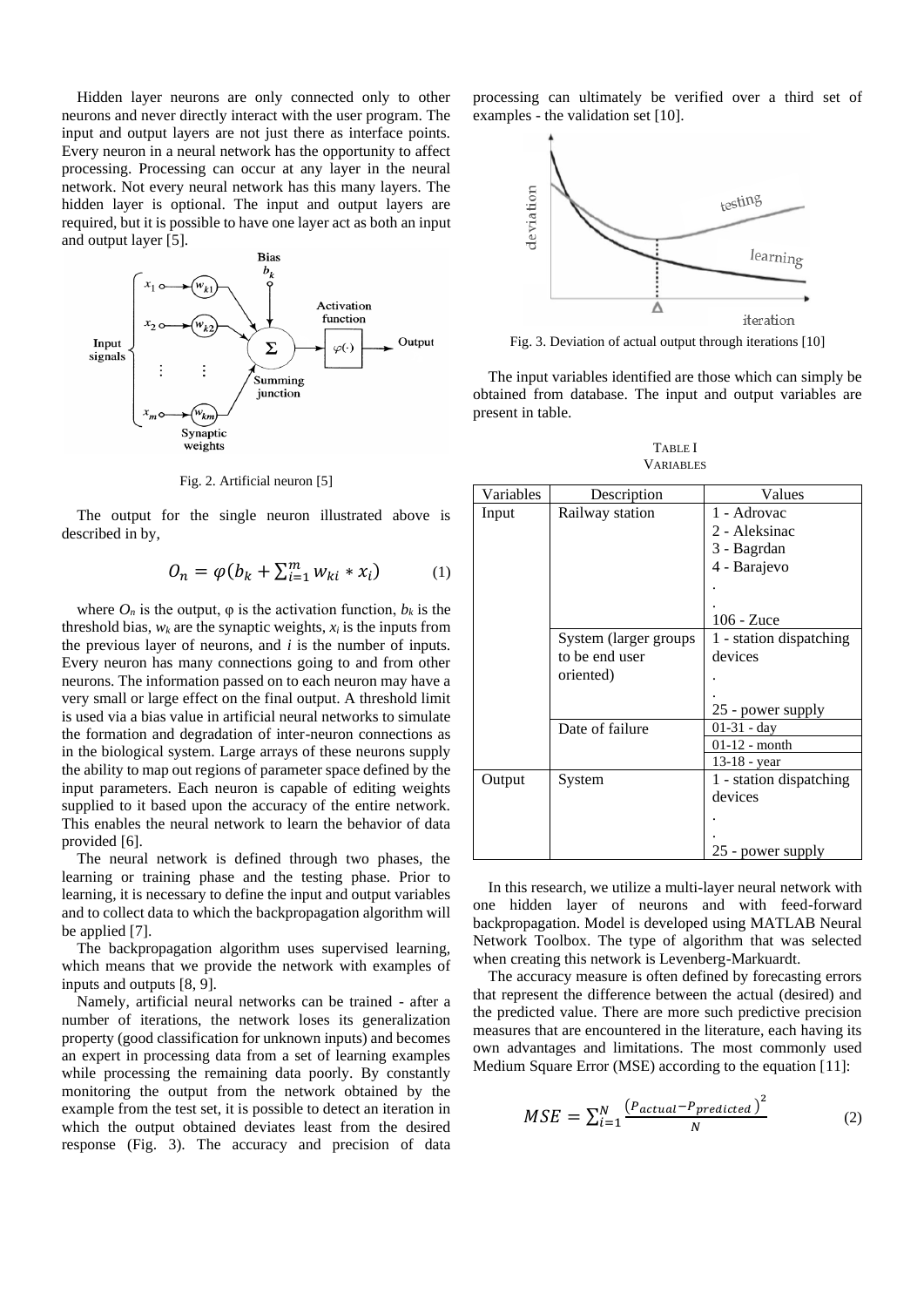Hidden layer neurons are only connected only to other neurons and never directly interact with the user program. The input and output layers are not just there as interface points. Every neuron in a neural network has the opportunity to affect processing. Processing can occur at any layer in the neural network. Not every neural network has this many layers. The hidden layer is optional. The input and output layers are required, but it is possible to have one layer act as both an input and output layer [5].

Fig. 2. Artificial neuron [5]

The output for the single neuron illustrated above is described in by,

$$O_n = \varphi(b_k + \sum_{i=1}^{m} w_{ki} * x_i) \tag{1}$$

where $O_n$ is the output, φ is the activation function, $b_k$ is the threshold bias, $w_k$ are the synaptic weights, $x_i$ is the inputs from the previous layer of neurons, and $i$ is the number of inputs. Every neuron has many connections going to and from other neurons. The information passed on to each neuron may have a very small or large effect on the final output. A threshold limit is used via a bias value in artificial neural networks to simulate the formation and degradation of inter-neuron connections as in the biological system. Large arrays of these neurons supply the ability to map out regions of parameter space defined by the input parameters. Each neuron is capable of editing weights supplied to it based upon the accuracy of the entire network. This enables the neural network to learn the behavior of data provided [6].

The neural network is defined through two phases, the learning or training phase and the testing phase. Prior to learning, it is necessary to define the input and output variables and to collect data to which the backpropagation algorithm will be applied [7].

The backpropagation algorithm uses supervised learning, which means that we provide the network with examples of inputs and outputs [8, 9].

Namely, artificial neural networks can be trained - after a number of iterations, the network loses its generalization property (good classification for unknown inputs) and becomes an expert in processing data from a set of learning examples while processing the remaining data poorly. By constantly monitoring the output from the network obtained by the example from the test set, it is possible to detect an iteration in which the output obtained deviates least from the desired response (Fig. 3). The accuracy and precision of data processing can ultimately be verified over a third set of examples - the validation set [10].

Fig. 3. Deviation of actual output through iterations [10]

The input variables identified are those which can simply be obtained from database. The input and output variables are present in table.

TABLE I
VARIABLES

| Variables | Description | Values |
|---|---|---|
| Input | Railway station | 1 - Adrovac<br>2 - Aleksinac<br>3 - Bagrdan<br>4 - Barajevo<br>.<br>.<br>106 - Zuce |
| | System (larger groups to be end user oriented) | 1 - station dispatching devices<br>.<br>.<br>25 - power supply |
| | Date of failure | 01-31 - day |
| | | 01-12 - month |
| | | 13-18 - year |
| Output | System | 1 - station dispatching devices<br>.<br>.<br>25 - power supply |

In this research, we utilize a multi-layer neural network with one hidden layer of neurons and with feed-forward backpropagation. Model is developed using MATLAB Neural Network Toolbox. The type of algorithm that was selected when creating this network is Levenberg-Markuardt.

The accuracy measure is often defined by forecasting errors that represent the difference between the actual (desired) and the predicted value. There are more such predictive precision measures that are encountered in the literature, each having its own advantages and limitations. The most commonly used Medium Square Error (MSE) according to the equation [11]:

$$MSE = \sum_{i=1}^{N} \frac{\left(P_{actual} - P_{predicted}\right)^2}{N} \tag{2}$$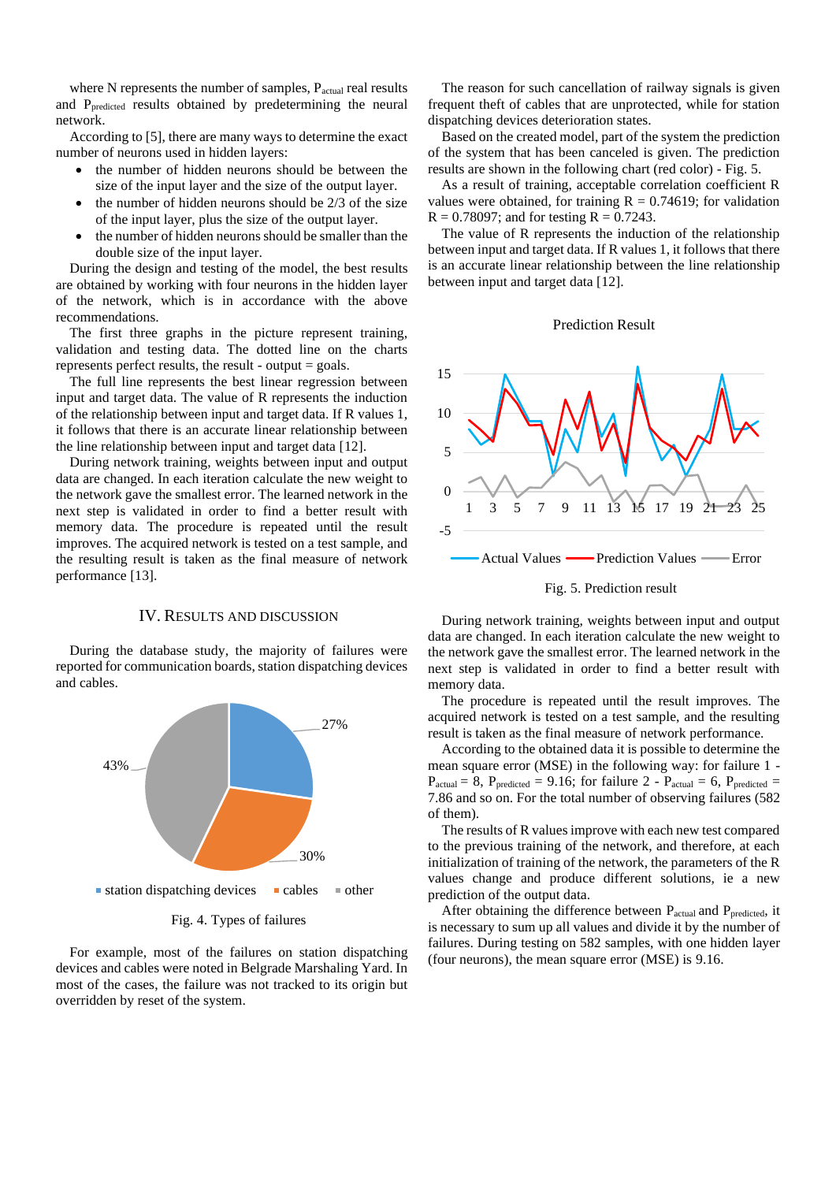where N represents the number of samples, $P_{actual}$ real results and $P_{predicted}$ results obtained by predetermining the neural network.

According to [5], there are many ways to determine the exact number of neurons used in hidden layers:

- the number of hidden neurons should be between the size of the input layer and the size of the output layer.
- the number of hidden neurons should be 2/3 of the size of the input layer, plus the size of the output layer.
- the number of hidden neurons should be smaller than the double size of the input layer.

During the design and testing of the model, the best results are obtained by working with four neurons in the hidden layer of the network, which is in accordance with the above recommendations.

The first three graphs in the picture represent training, validation and testing data. The dotted line on the charts represents perfect results, the result - output = goals.

The full line represents the best linear regression between input and target data. The value of R represents the induction of the relationship between input and target data. If R values 1, it follows that there is an accurate linear relationship between the line relationship between input and target data [12].

During network training, weights between input and output data are changed. In each iteration calculate the new weight to the network gave the smallest error. The learned network in the next step is validated in order to find a better result with memory data. The procedure is repeated until the result improves. The acquired network is tested on a test sample, and the resulting result is taken as the final measure of network performance [13].

## IV. Results and Discussion

During the database study, the majority of failures were reported for communication boards, station dispatching devices and cables.

Fig. 4. Types of failures

For example, most of the failures on station dispatching devices and cables were noted in Belgrade Marshaling Yard. In most of the cases, the failure was not tracked to its origin but overridden by reset of the system.

The reason for such cancellation of railway signals is given frequent theft of cables that are unprotected, while for station dispatching devices deterioration states.

Based on the created model, part of the system the prediction of the system that has been canceled is given. The prediction results are shown in the following chart (red color) - Fig. 5.

As a result of training, acceptable correlation coefficient R values were obtained, for training R = 0.74619; for validation R = 0.78097; and for testing R = 0.7243.

The value of R represents the induction of the relationship between input and target data. If R values 1, it follows that there is an accurate linear relationship between the line relationship between input and target data [12].

Fig. 5. Prediction result

During network training, weights between input and output data are changed. In each iteration calculate the new weight to the network gave the smallest error. The learned network in the next step is validated in order to find a better result with memory data.

The procedure is repeated until the result improves. The acquired network is tested on a test sample, and the resulting result is taken as the final measure of network performance.

According to the obtained data it is possible to determine the mean square error (MSE) in the following way: for failure 1 - $P_{actual}$ = 8, $P_{predicted}$ = 9.16; for failure 2 - $P_{actual}$ = 6, $P_{predicted}$ = 7.86 and so on. For the total number of observing failures (582 of them).

The results of R values improve with each new test compared to the previous training of the network, and therefore, at each initialization of training of the network, the parameters of the R values change and produce different solutions, ie a new prediction of the output data.

After obtaining the difference between $P_{actual}$ and $P_{predicted}$, it is necessary to sum up all values and divide it by the number of failures. During testing on 582 samples, with one hidden layer (four neurons), the mean square error (MSE) is 9.16.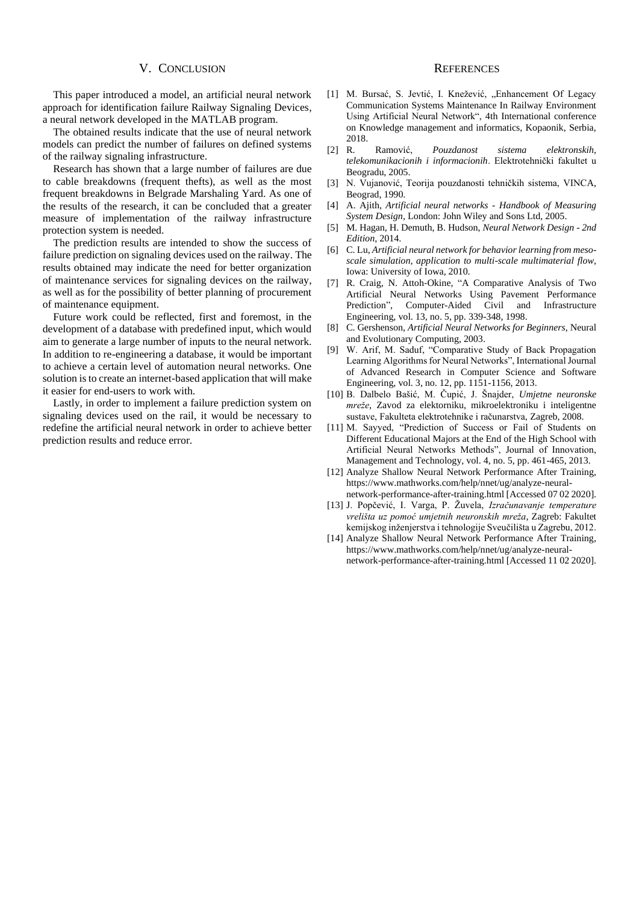## V. Conclusion

This paper introduced a model, an artificial neural network approach for identification failure Railway Signaling Devices, a neural network developed in the MATLAB program.

The obtained results indicate that the use of neural network models can predict the number of failures on defined systems of the railway signaling infrastructure.

Research has shown that a large number of failures are due to cable breakdowns (frequent thefts), as well as the most frequent breakdowns in Belgrade Marshaling Yard. As one of the results of the research, it can be concluded that a greater measure of implementation of the railway infrastructure protection system is needed.

The prediction results are intended to show the success of failure prediction on signaling devices used on the railway. The results obtained may indicate the need for better organization of maintenance services for signaling devices on the railway, as well as for the possibility of better planning of procurement of maintenance equipment.

Future work could be reflected, first and foremost, in the development of a database with predefined input, which would aim to generate a large number of inputs to the neural network. In addition to re-engineering a database, it would be important to achieve a certain level of automation neural networks. One solution is to create an internet-based application that will make it easier for end-users to work with.

Lastly, in order to implement a failure prediction system on signaling devices used on the rail, it would be necessary to redefine the artificial neural network in order to achieve better prediction results and reduce error.

## References

[1] M. Bursać, S. Jevtić, I. Knežević, „Enhancement Of Legacy Communication Systems Maintenance In Railway Environment Using Artificial Neural Network", 4th International conference on Knowledge management and informatics, Kopaonik, Serbia, 2018.

[2] R. Ramović, *Pouzdanost sistema elektronskih, telekomunikacionih i informacionih*. Elektrotehnički fakultet u Beogradu, 2005.

[3] N. Vujanović, Teorija pouzdanosti tehničkih sistema, VINCA, Beograd, 1990.

[4] A. Ajith, *Artificial neural networks - Handbook of Measuring System Design*, London: John Wiley and Sons Ltd, 2005.

[5] M. Hagan, H. Demuth, B. Hudson, *Neural Network Design - 2nd Edition*, 2014.

[6] C. Lu, *Artificial neural network for behavior learning from meso-scale simulation, application to multi-scale multimaterial flow*, Iowa: University of Iowa, 2010.

[7] R. Craig, N. Attoh-Okine, "A Comparative Analysis of Two Artificial Neural Networks Using Pavement Performance Prediction", Computer-Aided Civil and Infrastructure Engineering, vol. 13, no. 5, pp. 339-348, 1998.

[8] C. Gershenson, *Artificial Neural Networks for Beginners*, Neural and Evolutionary Computing, 2003.

[9] W. Arif, M. Saduf, "Comparative Study of Back Propagation Learning Algorithms for Neural Networks", International Journal of Advanced Research in Computer Science and Software Engineering, vol. 3, no. 12, pp. 1151-1156, 2013.

[10] B. Dalbelo Bašić, M. Čupić, J. Šnajder, *Umjetne neuronske mreže*, Zavod za elektorniku, mikroelektroniku i inteligentne sustave, Fakulteta elektrotehnike i računarstva, Zagreb, 2008.

[11] M. Sayyed, "Prediction of Success or Fail of Students on Different Educational Majors at the End of the High School with Artificial Neural Networks Methods", Journal of Innovation, Management and Technology, vol. 4, no. 5, pp. 461-465, 2013.

[12] Analyze Shallow Neural Network Performance After Training, https://www.mathworks.com/help/nnet/ug/analyze-neural-network-performance-after-training.html [Accessed 07 02 2020].

[13] J. Popčević, I. Varga, P. Žuvela, *Izračunavanje temperature vrelišta uz pomoć umjetnih neuronskih mreža*, Zagreb: Fakultet kemijskog inženjerstva i tehnologije Sveučilišta u Zagrebu, 2012.

[14] Analyze Shallow Neural Network Performance After Training, https://www.mathworks.com/help/nnet/ug/analyze-neural-network-performance-after-training.html [Accessed 11 02 2020].